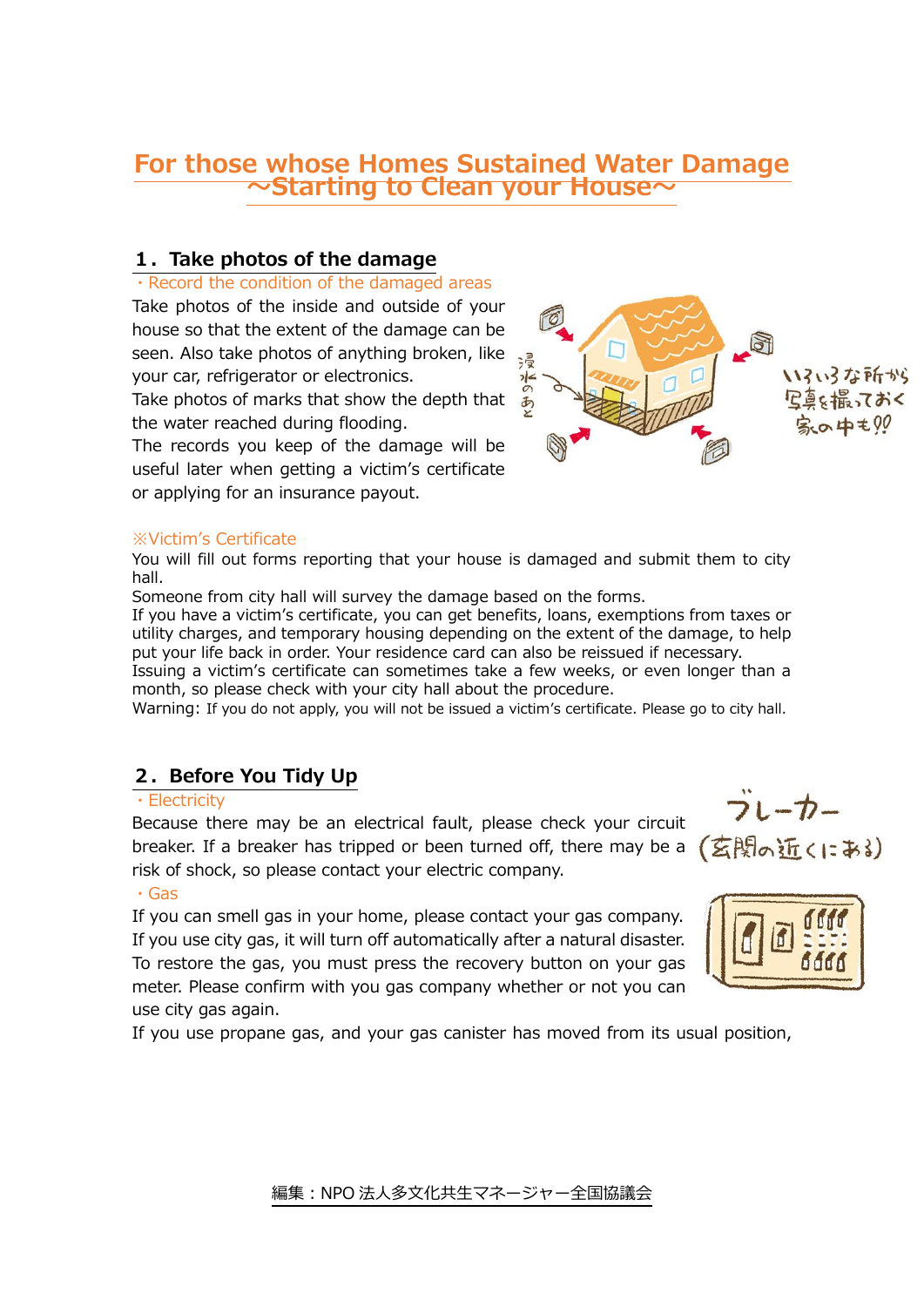# For those whose Homes Sustained Water Damage
## ～Starting to Clean your House～

## 1．Take photos of the damage

・Record the condition of the damaged areas

Take photos of the inside and outside of your house so that the extent of the damage can be seen. Also take photos of anything broken, like your car, refrigerator or electronics.
Take photos of marks that show the depth that the water reached during flooding.
The records you keep of the damage will be useful later when getting a victim's certificate or applying for an insurance payout.

浸水のあと

いろいろな所から写真を撮っておく 家の中も!?

※Victim's Certificate

You will fill out forms reporting that your house is damaged and submit them to city hall.
Someone from city hall will survey the damage based on the forms.
If you have a victim's certificate, you can get benefits, loans, exemptions from taxes or utility charges, and temporary housing depending on the extent of the damage, to help put your life back in order. Your residence card can also be reissued if necessary.
Issuing a victim's certificate can sometimes take a few weeks, or even longer than a month, so please check with your city hall about the procedure.
Warning: If you do not apply, you will not be issued a victim's certificate. Please go to city hall.

## 2．Before You Tidy Up

・Electricity

Because there may be an electrical fault, please check your circuit breaker. If a breaker has tripped or been turned off, there may be a risk of shock, so please contact your electric company.

ブレーカー（玄関の近くにある）

・Gas

If you can smell gas in your home, please contact your gas company.
If you use city gas, it will turn off automatically after a natural disaster.
To restore the gas, you must press the recovery button on your gas meter. Please confirm with you gas company whether or not you can use city gas again.
If you use propane gas, and your gas canister has moved from its usual position,

編集：NPO 法人多文化共生マネージャー全国協議会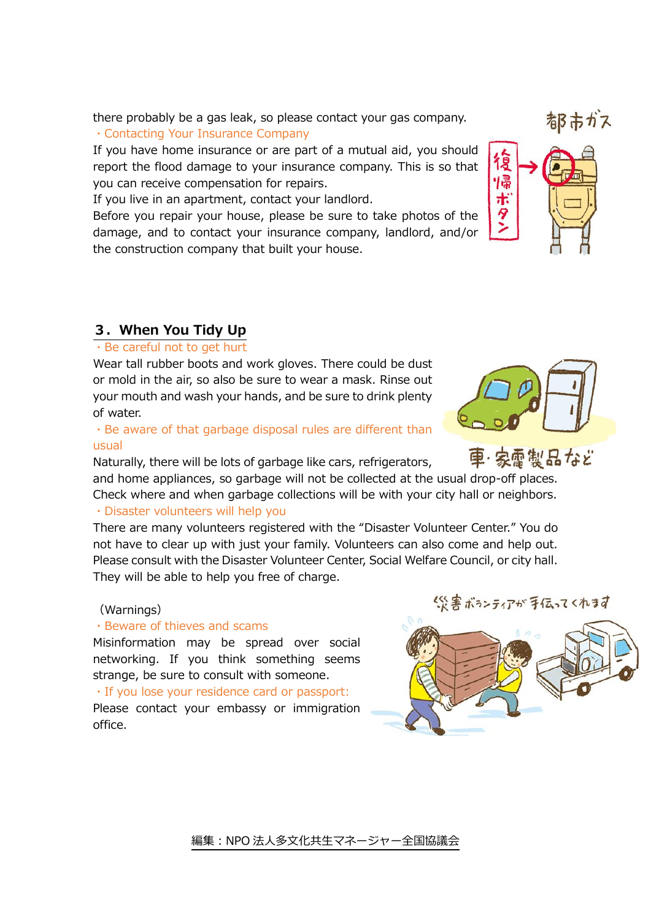there probably be a gas leak, so please contact your gas company.

・Contacting Your Insurance Company

If you have home insurance or are part of a mutual aid, you should report the flood damage to your insurance company. This is so that you can receive compensation for repairs.

If you live in an apartment, contact your landlord.

Before you repair your house, please be sure to take photos of the damage, and to contact your insurance company, landlord, and/or the construction company that built your house.

都市ガス

復帰ボタン

## 3．When You Tidy Up

・Be careful not to get hurt

Wear tall rubber boots and work gloves. There could be dust or mold in the air, so also be sure to wear a mask. Rinse out your mouth and wash your hands, and be sure to drink plenty of water.

・Be aware of that garbage disposal rules are different than usual

Naturally, there will be lots of garbage like cars, refrigerators, and home appliances, so garbage will not be collected at the usual drop-off places. Check where and when garbage collections will be with your city hall or neighbors.

車・家電製品など

・Disaster volunteers will help you

There are many volunteers registered with the "Disaster Volunteer Center." You do not have to clear up with just your family. Volunteers can also come and help out. Please consult with the Disaster Volunteer Center, Social Welfare Council, or city hall. They will be able to help you free of charge.

災害ボランティアが手伝ってくれます

(Warnings)

・Beware of thieves and scams

Misinformation may be spread over social networking. If you think something seems strange, be sure to consult with someone.

・If you lose your residence card or passport:

Please contact your embassy or immigration office.

編集：NPO 法人多文化共生マネージャー全国協議会